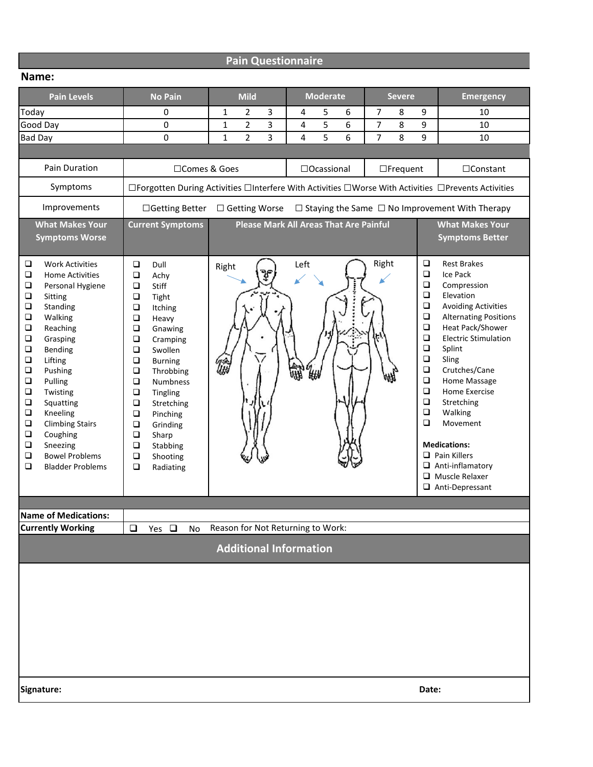# Pain Questionnaire

**Name:**

| Pain Levels | No Pain | Mild | | | Moderate | | | Severe | | | Emergency |
|---|---|---|---|---|---|---|---|---|---|---|---|
| Today | 0 | 1 | 2 | 3 | 4 | 5 | 6 | 7 | 8 | 9 | 10 |
| Good Day | 0 | 1 | 2 | 3 | 4 | 5 | 6 | 7 | 8 | 9 | 10 |
| Bad Day | 0 | 1 | 2 | 3 | 4 | 5 | 6 | 7 | 8 | 9 | 10 |

| | | | | |
|---|---|---|---|---|
| Pain Duration | ☐Comes & Goes | ☐Ocassional | ☐Frequent | ☐Constant |
| Symptoms | ☐Forgotten During Activities ☐Interfere With Activities ☐Worse With Activities ☐Prevents Activities | | | |
| Improvements | ☐Getting Better ☐ Getting Worse ☐ Staying the Same ☐ No Improvement With Therapy | | | |

| What Makes Your Symptoms Worse | Current Symptoms | Please Mark All Areas That Are Painful | What Makes Your Symptoms Better |
|---|---|---|---|
| ❑ Work Activities | ❑ Dull | Right | ❑ Rest Brakes |
| ❑ Home Activities | ❑ Achy | Left | ❑ Ice Pack |
| ❑ Personal Hygiene | ❑ Stiff | Right | ❑ Compression |
| ❑ Sitting | ❑ Tight | | ❑ Elevation |
| ❑ Standing | ❑ Itching | | ❑ Avoiding Activities |
| ❑ Walking | ❑ Heavy | | ❑ Alternating Positions |
| ❑ Reaching | ❑ Gnawing | | ❑ Heat Pack/Shower |
| ❑ Grasping | ❑ Cramping | | ❑ Electric Stimulation |
| ❑ Bending | ❑ Swollen | | ❑ Splint |
| ❑ Lifting | ❑ Burning | | ❑ Sling |
| ❑ Pushing | ❑ Throbbing | | ❑ Crutches/Cane |
| ❑ Pulling | ❑ Numbness | | ❑ Home Massage |
| ❑ Twisting | ❑ Tingling | | ❑ Home Exercise |
| ❑ Squatting | ❑ Stretching | | ❑ Stretching |
| ❑ Kneeling | ❑ Pinching | | ❑ Walking |
| ❑ Climbing Stairs | ❑ Grinding | | ❑ Movement |
| ❑ Coughing | ❑ Sharp | | **Medications:** |
| ❑ Sneezing | ❑ Stabbing | | ❑ Pain Killers |
| ❑ Bowel Problems | ❑ Shooting | | ❑ Anti-inflamatory |
| ❑ Bladder Problems | ❑ Radiating | | ❑ Muscle Relaxer |
| | | | ❑ Anti-Depressant |

| | |
|---|---|
| **Name of Medications:** | |
| **Currently Working** | ❑ Yes ❑ No Reason for Not Returning to Work: |

## Additional Information

**Signature:** **Date:**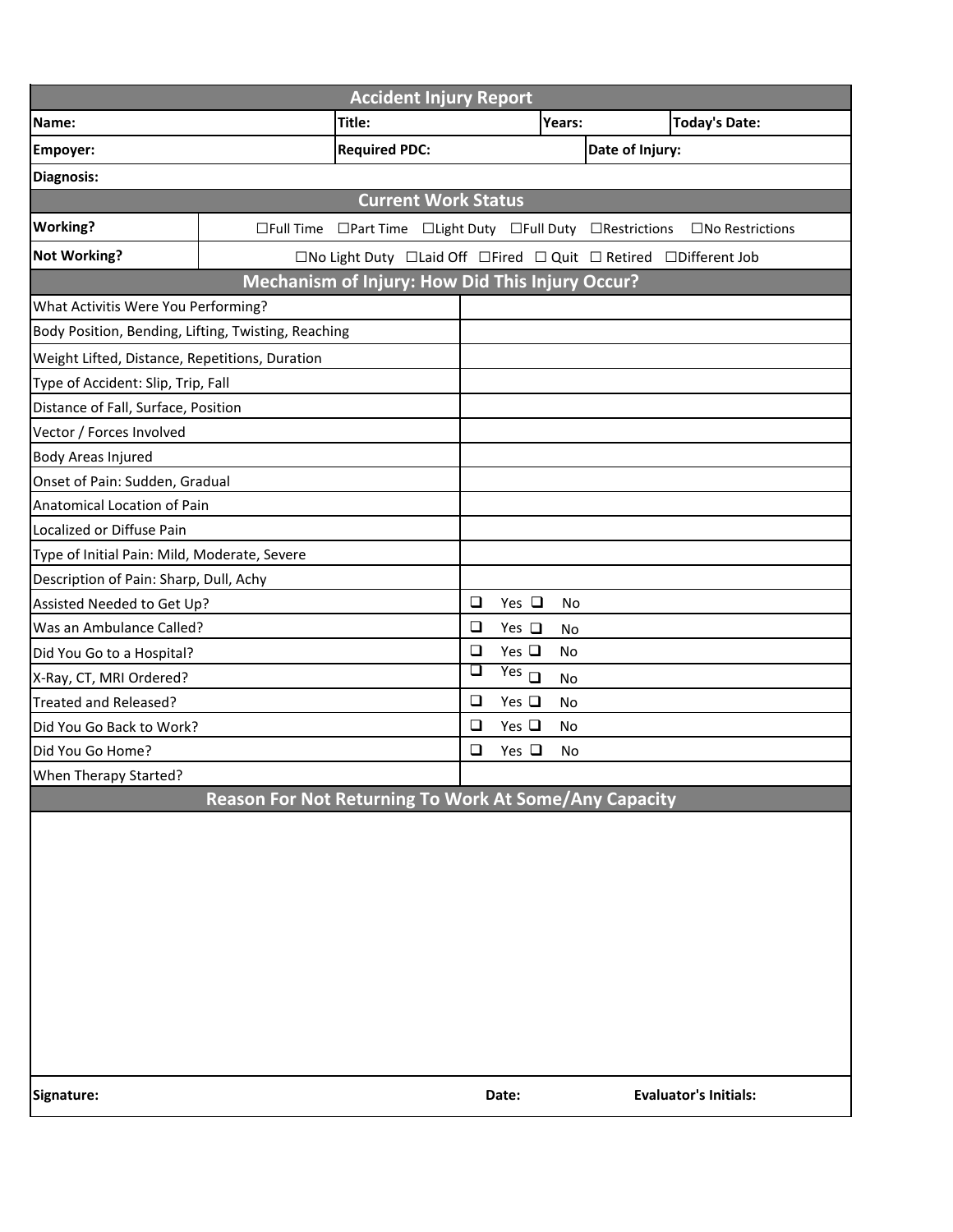# Accident Injury Report

| **Name:** | **Title:** | **Years:** | **Today's Date:** |
|---|---|---|---|
| **Empoyer:** | **Required PDC:** | | **Date of Injury:** |
| **Diagnosis:** | | | |

## Current Work Status

| | |
|---|---|
| **Working?** | ☐Full Time ☐Part Time ☐Light Duty ☐Full Duty ☐Restrictions ☐No Restrictions |
| **Not Working?** | ☐No Light Duty ☐Laid Off ☐Fired ☐ Quit ☐ Retired ☐Different Job |

## Mechanism of Injury: How Did This Injury Occur?

| | |
|---|---|
| What Activitis Were You Performing? | |
| Body Position, Bending, Lifting, Twisting, Reaching | |
| Weight Lifted, Distance, Repetitions, Duration | |
| Type of Accident: Slip, Trip, Fall | |
| Distance of Fall, Surface, Position | |
| Vector / Forces Involved | |
| Body Areas Injured | |
| Onset of Pain: Sudden, Gradual | |
| Anatomical Location of Pain | |
| Localized or Diffuse Pain | |
| Type of Initial Pain: Mild, Moderate, Severe | |
| Description of Pain: Sharp, Dull, Achy | |
| Assisted Needed to Get Up? | ❑ Yes ❑ No |
| Was an Ambulance Called? | ❑ Yes ❑ No |
| Did You Go to a Hospital? | ❑ Yes ❑ No |
| X-Ray, CT, MRI Ordered? | ❑ Yes ❑ No |
| Treated and Released? | ❑ Yes ❑ No |
| Did You Go Back to Work? | ❑ Yes ❑ No |
| Did You Go Home? | ❑ Yes ❑ No |
| When Therapy Started? | |

## Reason For Not Returning To Work At Some/Any Capacity

**Signature:** **Date:** **Evaluator's Initials:**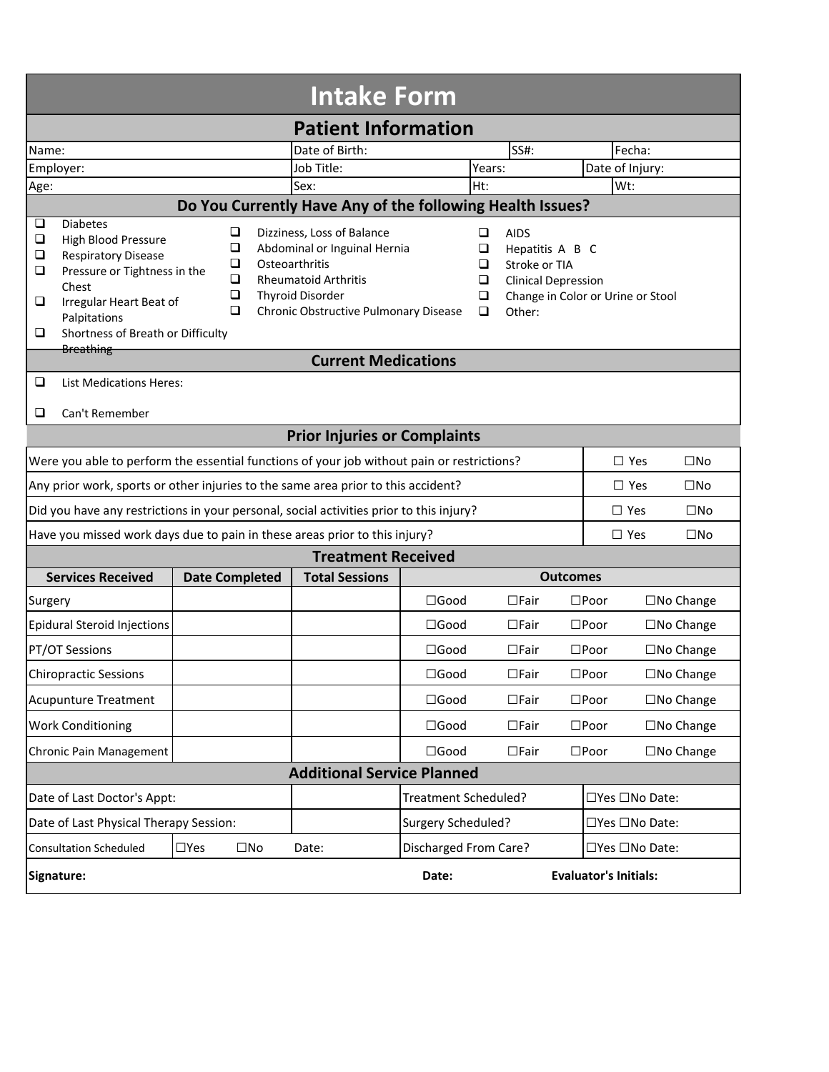# Intake Form

## Patient Information

| | | | |
|---|---|---|---|
| Name: | Date of Birth: | SS#: | Fecha: |
| Employer: | Job Title: | Years: | Date of Injury: |
| Age: | Sex: | Ht: | Wt: |

## Do You Currently Have Any of the following Health Issues?

- ❑ Diabetes
- ❑ High Blood Pressure
- ❑ Respiratory Disease
- ❑ Pressure or Tightness in the Chest
- ❑ Irregular Heart Beat of Palpitations
- ❑ Shortness of Breath or Difficulty Breathing
- ❑ Dizziness, Loss of Balance
- ❑ Abdominal or Inguinal Hernia
- ❑ Osteoarthritis
- ❑ Rheumatoid Arthritis
- ❑ Thyroid Disorder
- ❑ Chronic Obstructive Pulmonary Disease
- ❑ AIDS
- ❑ Hepatitis A B C
- ❑ Stroke or TIA
- ❑ Clinical Depression
- ❑ Change in Color or Urine or Stool
- ❑ Other:

## Current Medications

- ❑ List Medications Heres:
- ❑ Can't Remember

## Prior Injuries or Complaints

| | | |
|---|---|---|
| Were you able to perform the essential functions of your job without pain or restrictions? | ☐ Yes | ☐No |
| Any prior work, sports or other injuries to the same area prior to this accident? | ☐ Yes | ☐No |
| Did you have any restrictions in your personal, social activities prior to this injury? | ☐ Yes | ☐No |
| Have you missed work days due to pain in these areas prior to this injury? | ☐ Yes | ☐No |

## Treatment Received

| Services Received | Date Completed | Total Sessions | Outcomes | | | |
|---|---|---|---|---|---|---|
| Surgery | | | ☐Good | ☐Fair | ☐Poor | ☐No Change |
| Epidural Steroid Injections | | | ☐Good | ☐Fair | ☐Poor | ☐No Change |
| PT/OT Sessions | | | ☐Good | ☐Fair | ☐Poor | ☐No Change |
| Chiropractic Sessions | | | ☐Good | ☐Fair | ☐Poor | ☐No Change |
| Acupunture Treatment | | | ☐Good | ☐Fair | ☐Poor | ☐No Change |
| Work Conditioning | | | ☐Good | ☐Fair | ☐Poor | ☐No Change |
| Chronic Pain Management | | | ☐Good | ☐Fair | ☐Poor | ☐No Change |

## Additional Service Planned

| | | | |
|---|---|---|---|
| Date of Last Doctor's Appt: | | Treatment Scheduled? | ☐Yes ☐No Date: |
| Date of Last Physical Therapy Session: | | Surgery Scheduled? | ☐Yes ☐No Date: |
| Consultation Scheduled ☐Yes ☐No | Date: | Discharged From Care? | ☐Yes ☐No Date: |

**Signature:** **Date:** **Evaluator's Initials:**